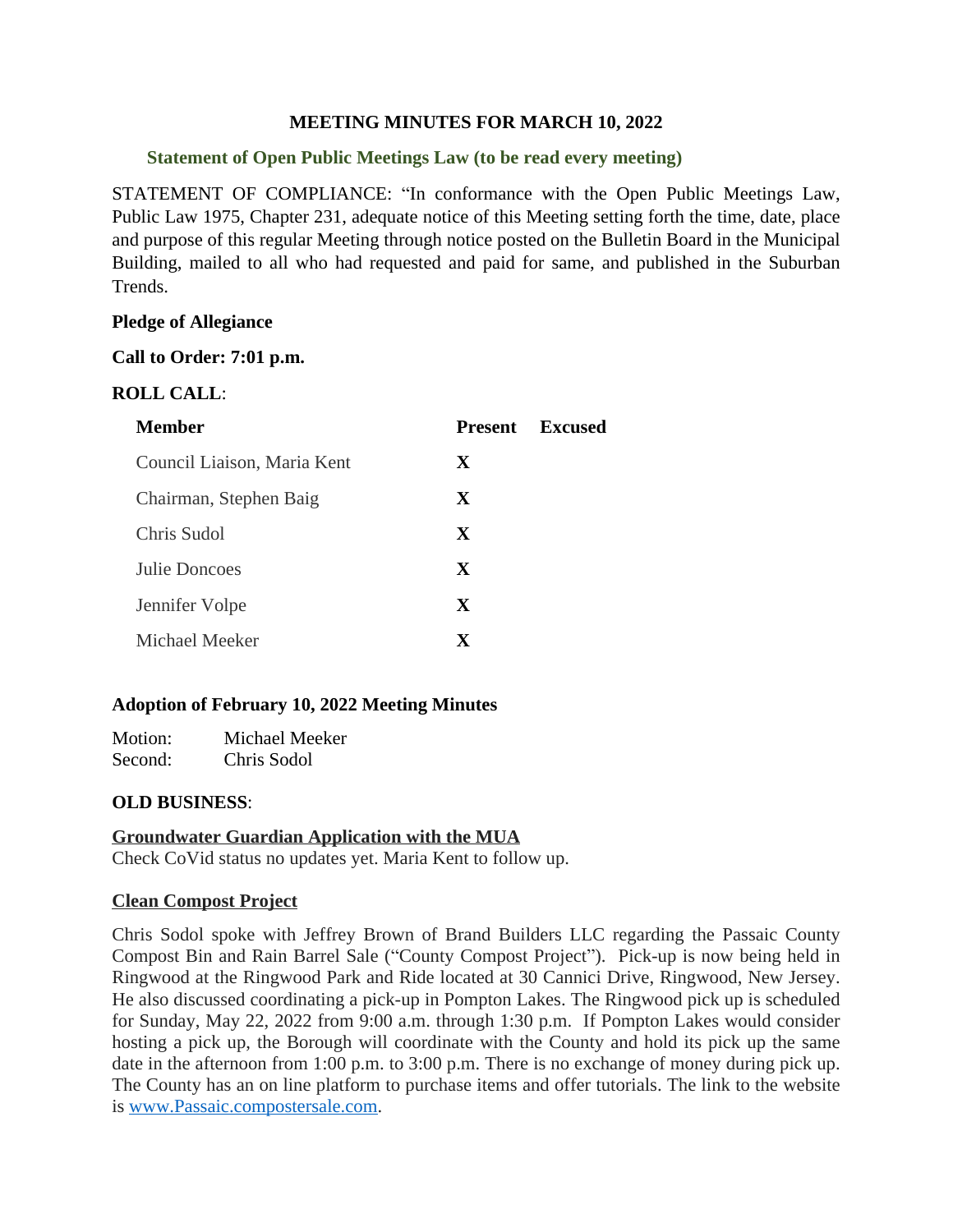# MEETING MINUTES FOR MARCH 10, 2022

## Statement of Open Public Meetings Law (to be read every meeting)

STATEMENT OF COMPLIANCE: "In conformance with the Open Public Meetings Law, Public Law 1975, Chapter 231, adequate notice of this Meeting setting forth the time, date, place and purpose of this regular Meeting through notice posted on the Bulletin Board in the Municipal Building, mailed to all who had requested and paid for same, and published in the Suburban Trends.

**Pledge of Allegiance**

**Call to Order: 7:01 p.m.**

**ROLL CALL**:

| Member | Present | Excused |
|---|---|---|
| Council Liaison, Maria Kent | X | |
| Chairman, Stephen Baig | X | |
| Chris Sudol | X | |
| Julie Doncoes | X | |
| Jennifer Volpe | X | |
| Michael Meeker | X | |

**Adoption of February 10, 2022 Meeting Minutes**

Motion: Michael Meeker
Second: Chris Sodol

**OLD BUSINESS**:

**Groundwater Guardian Application with the MUA**
Check CoVid status no updates yet. Maria Kent to follow up.

**Clean Compost Project**

Chris Sodol spoke with Jeffrey Brown of Brand Builders LLC regarding the Passaic County Compost Bin and Rain Barrel Sale ("County Compost Project"). Pick-up is now being held in Ringwood at the Ringwood Park and Ride located at 30 Cannici Drive, Ringwood, New Jersey. He also discussed coordinating a pick-up in Pompton Lakes. The Ringwood pick up is scheduled for Sunday, May 22, 2022 from 9:00 a.m. through 1:30 p.m. If Pompton Lakes would consider hosting a pick up, the Borough will coordinate with the County and hold its pick up the same date in the afternoon from 1:00 p.m. to 3:00 p.m. There is no exchange of money during pick up. The County has an on line platform to purchase items and offer tutorials. The link to the website is www.Passaic.compostersale.com.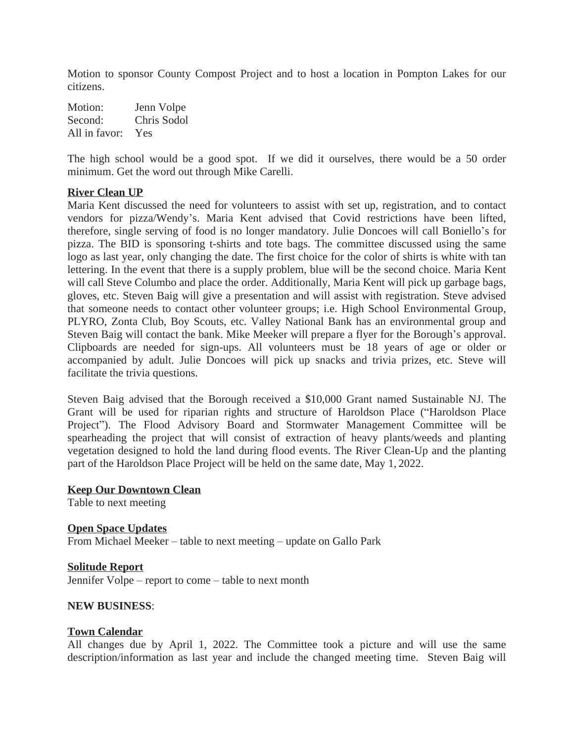Motion to sponsor County Compost Project and to host a location in Pompton Lakes for our citizens.

Motion: Jenn Volpe
Second: Chris Sodol
All in favor: Yes

The high school would be a good spot. If we did it ourselves, there would be a 50 order minimum. Get the word out through Mike Carelli.

**River Clean UP**

Maria Kent discussed the need for volunteers to assist with set up, registration, and to contact vendors for pizza/Wendy's. Maria Kent advised that Covid restrictions have been lifted, therefore, single serving of food is no longer mandatory. Julie Doncoes will call Boniello's for pizza. The BID is sponsoring t-shirts and tote bags. The committee discussed using the same logo as last year, only changing the date. The first choice for the color of shirts is white with tan lettering. In the event that there is a supply problem, blue will be the second choice. Maria Kent will call Steve Columbo and place the order. Additionally, Maria Kent will pick up garbage bags, gloves, etc. Steven Baig will give a presentation and will assist with registration. Steve advised that someone needs to contact other volunteer groups; i.e. High School Environmental Group, PLYRO, Zonta Club, Boy Scouts, etc. Valley National Bank has an environmental group and Steven Baig will contact the bank. Mike Meeker will prepare a flyer for the Borough's approval. Clipboards are needed for sign-ups. All volunteers must be 18 years of age or older or accompanied by adult. Julie Doncoes will pick up snacks and trivia prizes, etc. Steve will facilitate the trivia questions.

Steven Baig advised that the Borough received a $10,000 Grant named Sustainable NJ. The Grant will be used for riparian rights and structure of Haroldson Place ("Haroldson Place Project"). The Flood Advisory Board and Stormwater Management Committee will be spearheading the project that will consist of extraction of heavy plants/weeds and planting vegetation designed to hold the land during flood events. The River Clean-Up and the planting part of the Haroldson Place Project will be held on the same date, May 1, 2022.

**Keep Our Downtown Clean**

Table to next meeting

**Open Space Updates**

From Michael Meeker – table to next meeting – update on Gallo Park

**Solitude Report**

Jennifer Volpe – report to come – table to next month

**NEW BUSINESS**:

**Town Calendar**

All changes due by April 1, 2022. The Committee took a picture and will use the same description/information as last year and include the changed meeting time. Steven Baig will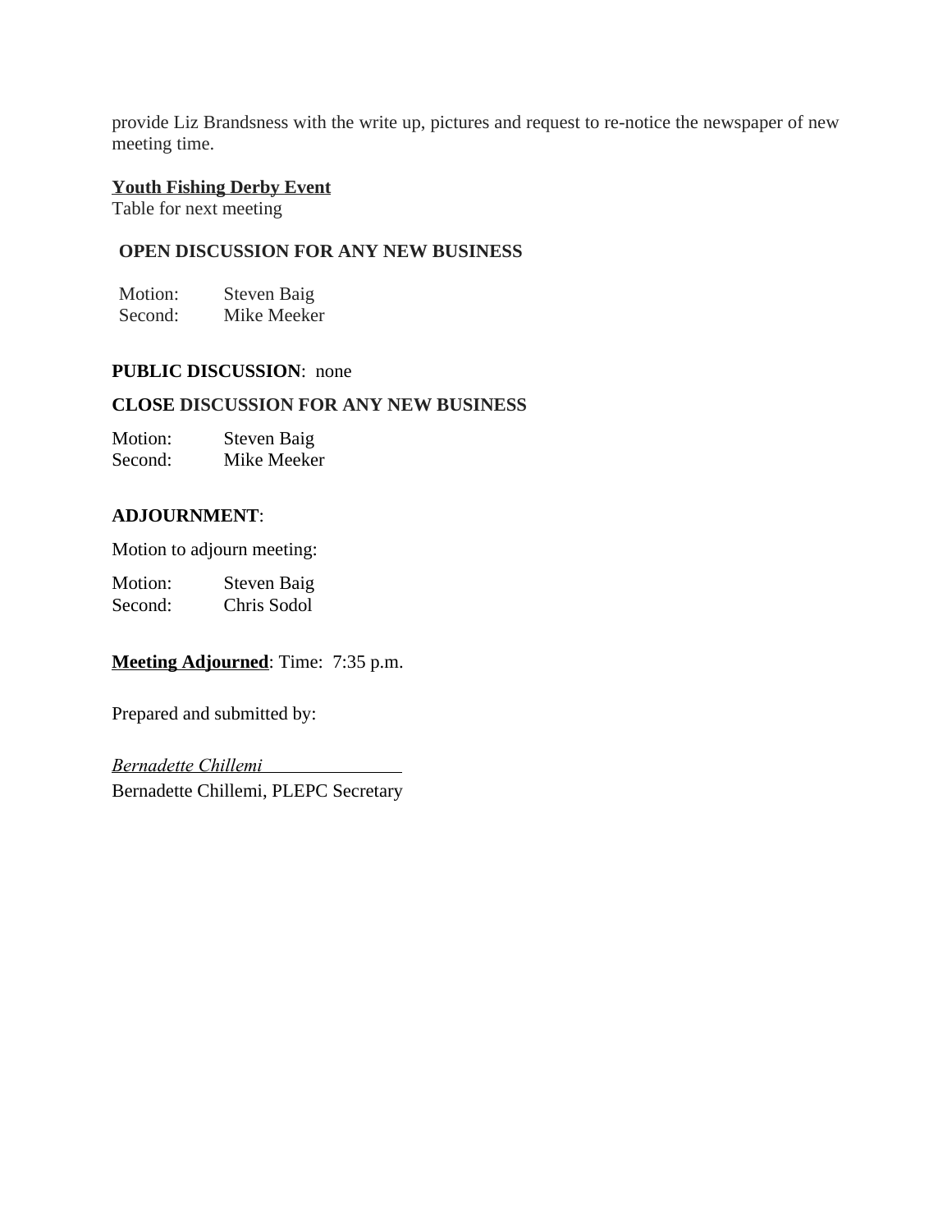provide Liz Brandsness with the write up, pictures and request to re-notice the newspaper of new meeting time.

**Youth Fishing Derby Event**
Table for next meeting

**OPEN DISCUSSION FOR ANY NEW BUSINESS**

Motion: Steven Baig
Second: Mike Meeker

**PUBLIC DISCUSSION**: none

**CLOSE DISCUSSION FOR ANY NEW BUSINESS**

Motion: Steven Baig
Second: Mike Meeker

**ADJOURNMENT**:

Motion to adjourn meeting:

Motion: Steven Baig
Second: Chris Sodol

**Meeting Adjourned**: Time: 7:35 p.m.

Prepared and submitted by:

*Bernadette Chillemi*
Bernadette Chillemi, PLEPC Secretary